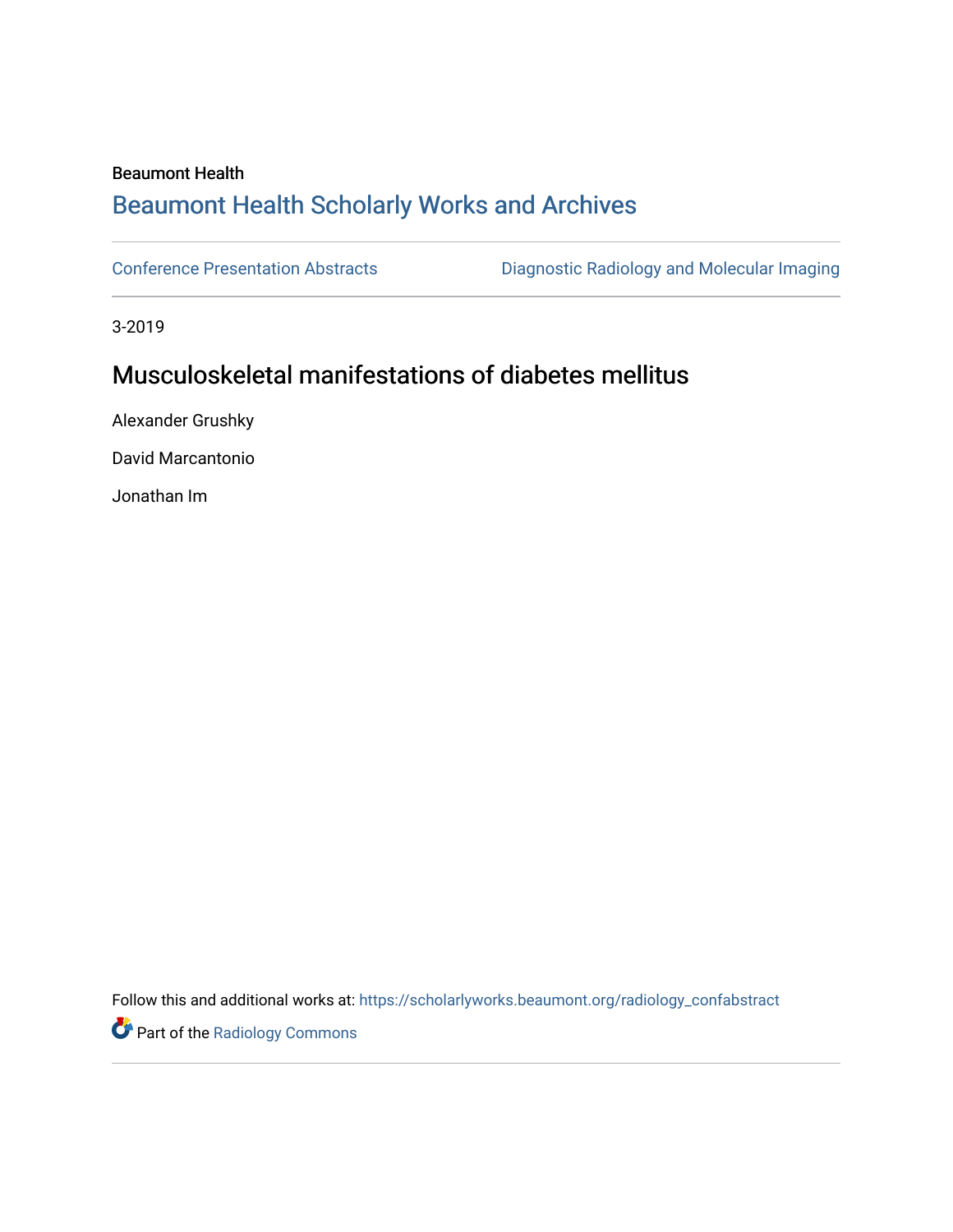Beaumont Health

## Beaumont Health Scholarly Works and Archives

Conference Presentation Abstracts

Diagnostic Radiology and Molecular Imaging

3-2019

# Musculoskeletal manifestations of diabetes mellitus

Alexander Grushky

David Marcantonio

Jonathan Im

Follow this and additional works at: https://scholarlyworks.beaumont.org/radiology_confabstract

Part of the Radiology Commons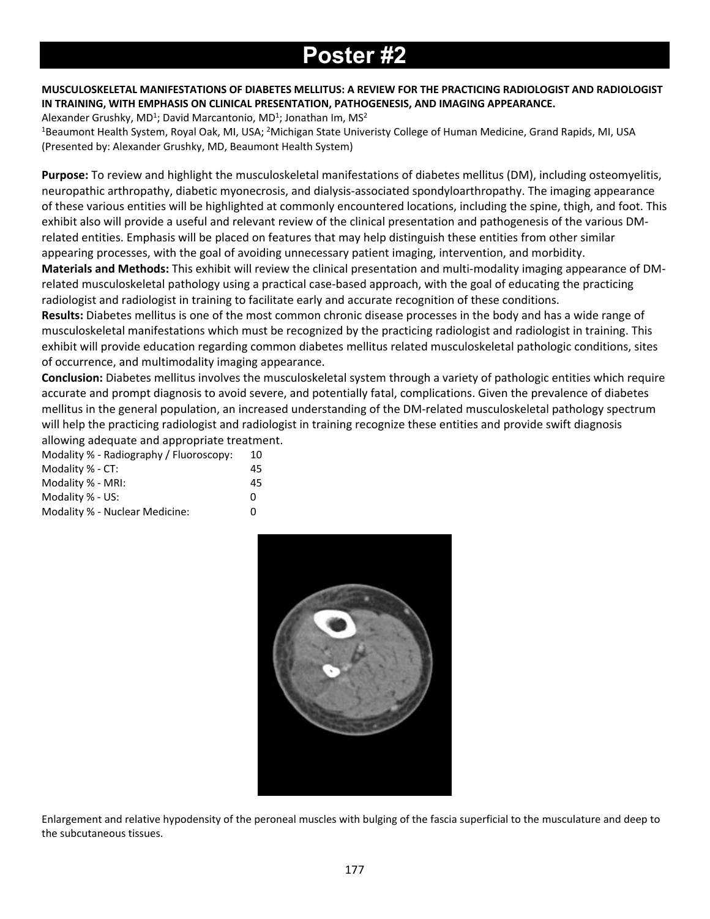# Poster #2

**MUSCULOSKELETAL MANIFESTATIONS OF DIABETES MELLITUS: A REVIEW FOR THE PRACTICING RADIOLOGIST AND RADIOLOGIST IN TRAINING, WITH EMPHASIS ON CLINICAL PRESENTATION, PATHOGENESIS, AND IMAGING APPEARANCE.**

Alexander Grushky, MD[1]; David Marcantonio, MD[1]; Jonathan Im, MS[2]

[1]Beaumont Health System, Royal Oak, MI, USA; [2]Michigan State Univeristy College of Human Medicine, Grand Rapids, MI, USA

(Presented by: Alexander Grushky, MD, Beaumont Health System)

**Purpose:** To review and highlight the musculoskeletal manifestations of diabetes mellitus (DM), including osteomyelitis, neuropathic arthropathy, diabetic myonecrosis, and dialysis-associated spondyloarthropathy. The imaging appearance of these various entities will be highlighted at commonly encountered locations, including the spine, thigh, and foot. This exhibit also will provide a useful and relevant review of the clinical presentation and pathogenesis of the various DM-related entities. Emphasis will be placed on features that may help distinguish these entities from other similar appearing processes, with the goal of avoiding unnecessary patient imaging, intervention, and morbidity.

**Materials and Methods:** This exhibit will review the clinical presentation and multi-modality imaging appearance of DM-related musculoskeletal pathology using a practical case-based approach, with the goal of educating the practicing radiologist and radiologist in training to facilitate early and accurate recognition of these conditions.

**Results:** Diabetes mellitus is one of the most common chronic disease processes in the body and has a wide range of musculoskeletal manifestations which must be recognized by the practicing radiologist and radiologist in training. This exhibit will provide education regarding common diabetes mellitus related musculoskeletal pathologic conditions, sites of occurrence, and multimodality imaging appearance.

**Conclusion:** Diabetes mellitus involves the musculoskeletal system through a variety of pathologic entities which require accurate and prompt diagnosis to avoid severe, and potentially fatal, complications. Given the prevalence of diabetes mellitus in the general population, an increased understanding of the DM-related musculoskeletal pathology spectrum will help the practicing radiologist and radiologist in training recognize these entities and provide swift diagnosis allowing adequate and appropriate treatment.

| | |
|---|---|
| Modality % - Radiography / Fluoroscopy: | 10 |
| Modality % - CT: | 45 |
| Modality % - MRI: | 45 |
| Modality % - US: | 0 |
| Modality % - Nuclear Medicine: | 0 |

Enlargement and relative hypodensity of the peroneal muscles with bulging of the fascia superficial to the musculature and deep to the subcutaneous tissues.